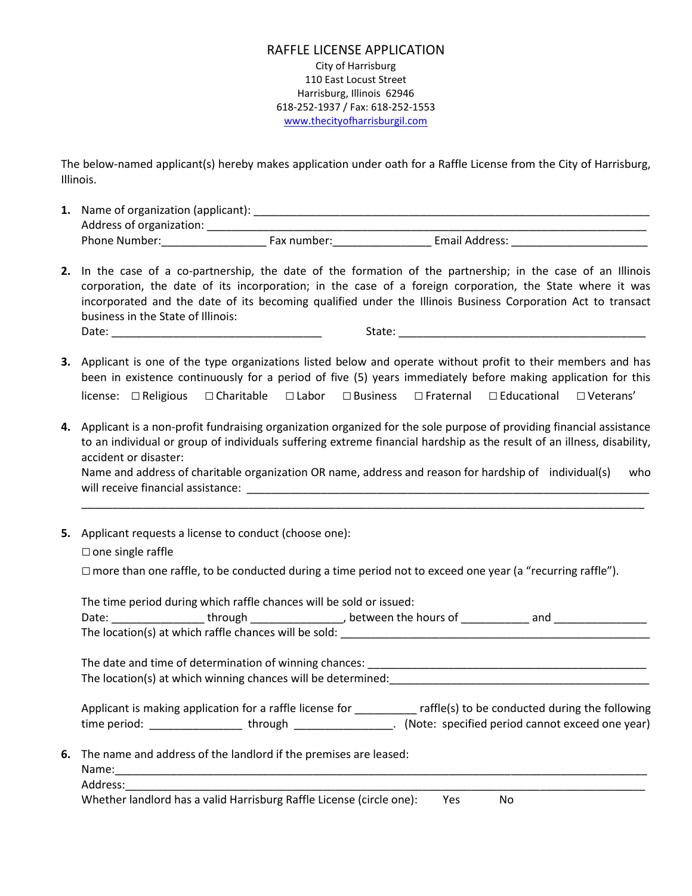# RAFFLE LICENSE APPLICATION

City of Harrisburg
110 East Locust Street
Harrisburg, Illinois 62946
618-252-1937 / Fax: 618-252-1553
www.thecityofharrisburgil.com

The below-named applicant(s) hereby makes application under oath for a Raffle License from the City of Harrisburg, Illinois.

1. Name of organization (applicant): ___________________________________________________________
   Address of organization: _________________________________________________________________
   Phone Number:________________ Fax number:_______________ Email Address: _____________________

2. In the case of a co-partnership, the date of the formation of the partnership; in the case of an Illinois corporation, the date of its incorporation; in the case of a foreign corporation, the State where it was incorporated and the date of its becoming qualified under the Illinois Business Corporation Act to transact business in the State of Illinois:
   Date: _________________________________ State: ______________________________________

3. Applicant is one of the type organizations listed below and operate without profit to their members and has been in existence continuously for a period of five (5) years immediately before making application for this license: ☐ Religious ☐ Charitable ☐ Labor ☐ Business ☐ Fraternal ☐ Educational ☐ Veterans'

4. Applicant is a non-profit fundraising organization organized for the sole purpose of providing financial assistance to an individual or group of individuals suffering extreme financial hardship as the result of an illness, disability, accident or disaster:
   Name and address of charitable organization OR name, address and reason for hardship of individual(s) who will receive financial assistance: ___________________________________________________________
   _____________________________________________________________________________________

5. Applicant requests a license to conduct (choose one):

   ☐ one single raffle

   ☐ more than one raffle, to be conducted during a time period not to exceed one year (a "recurring raffle").

   The time period during which raffle chances will be sold or issued:
   Date: ______________ through ______________, between the hours of __________ and ______________
   The location(s) at which raffle chances will be sold: ______________________________________________

   The date and time of determination of winning chances: ____________________________________________
   The location(s) at which winning chances will be determined:__________________________________________

   Applicant is making application for a raffle license for _________ raffle(s) to be conducted during the following time period: ______________ through _______________. (Note: specified period cannot exceed one year)

6. The name and address of the landlord if the premises are leased:
   Name:_____________________________________________________________________________________
   Address:___________________________________________________________________________________
   Whether landlord has a valid Harrisburg Raffle License (circle one): Yes No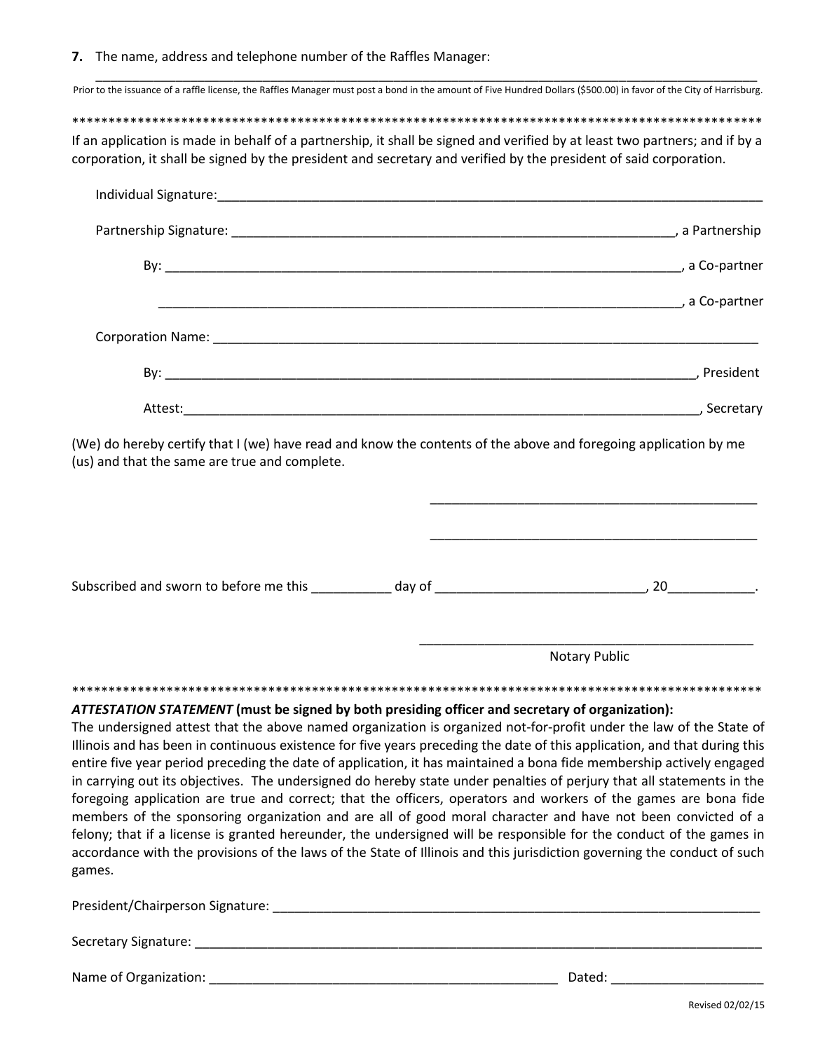**7.** The name, address and telephone number of the Raffles Manager:

_______________________________________________________________________________________

Prior to the issuance of a raffle license, the Raffles Manager must post a bond in the amount of Five Hundred Dollars ($500.00) in favor of the City of Harrisburg.

****************************************************************************************************

If an application is made in behalf of a partnership, it shall be signed and verified by at least two partners; and if by a corporation, it shall be signed by the president and secretary and verified by the president of said corporation.

Individual Signature:_______________________________________________________________

Partnership Signature: ____________________________________________________, a Partnership

By: _____________________________________________________________, a Co-partner

_____________________________________________________________, a Co-partner

Corporation Name: _________________________________________________________________

By: _____________________________________________________________, President

Attest:___________________________________________________________, Secretary

(We) do hereby certify that I (we) have read and know the contents of the above and foregoing application by me (us) and that the same are true and complete.

_____________________________________________

_____________________________________________

Subscribed and sworn to before me this ___________ day of ____________________________, 20____________.

_____________________________________________

Notary Public

****************************************************************************************************

***ATTESTATION STATEMENT*** **(must be signed by both presiding officer and secretary of organization):**

The undersigned attest that the above named organization is organized not-for-profit under the law of the State of Illinois and has been in continuous existence for five years preceding the date of this application, and that during this entire five year period preceding the date of application, it has maintained a bona fide membership actively engaged in carrying out its objectives. The undersigned do hereby state under penalties of perjury that all statements in the foregoing application are true and correct; that the officers, operators and workers of the games are bona fide members of the sponsoring organization and are all of good moral character and have not been convicted of a felony; that if a license is granted hereunder, the undersigned will be responsible for the conduct of the games in accordance with the provisions of the laws of the State of Illinois and this jurisdiction governing the conduct of such games.

President/Chairperson Signature: _____________________________________________________

Secretary Signature: _______________________________________________________________

Name of Organization: __________________________________________ Dated: ____________________

Revised 02/02/15